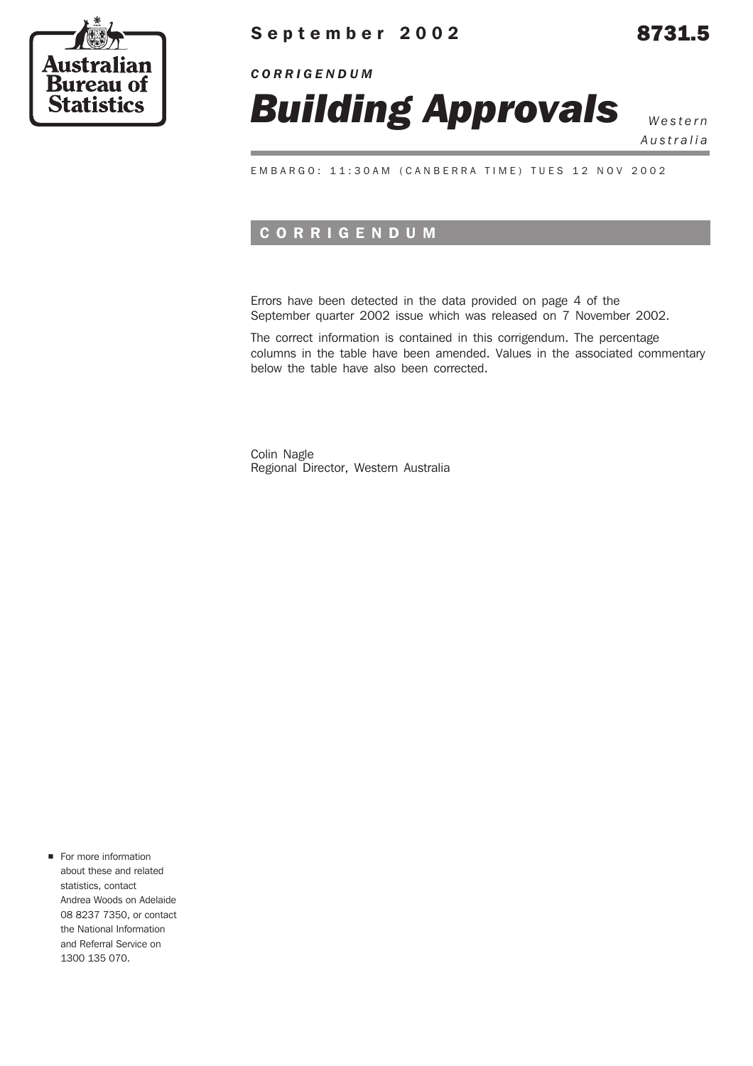**September 2002** **8731.5**

*CORRIGENDUM*

# *Building Approvals*

*Western Australia*

EMBARGO: 11:30AM (CANBERRA TIME) TUES 12 NOV 2002

## CORRIGENDUM

Errors have been detected in the data provided on page 4 of the September quarter 2002 issue which was released on 7 November 2002.

The correct information is contained in this corrigendum. The percentage columns in the table have been amended. Values in the associated commentary below the table have also been corrected.

Colin Nagle
Regional Director, Western Australia

- For more information about these and related statistics, contact Andrea Woods on Adelaide 08 8237 7350, or contact the National Information and Referral Service on 1300 135 070.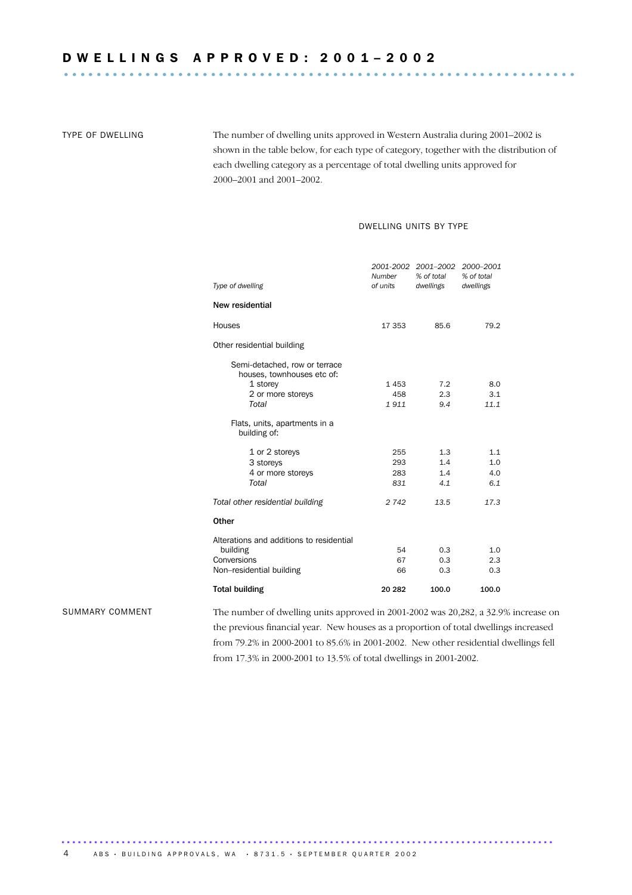# DWELLINGS APPROVED: 2001–2002

TYPE OF DWELLING

The number of dwelling units approved in Western Australia during 2001–2002 is shown in the table below, for each type of category, together with the distribution of each dwelling category as a percentage of total dwelling units approved for 2000–2001 and 2001–2002.

DWELLING UNITS BY TYPE

| *Type of dwelling* | *2001-2002 Number of units* | *2001–2002 % of total dwellings* | *2000–2001 % of total dwellings* |
|---|---|---|---|
| **New residential** | | | |
| Houses | 17 353 | 85.6 | 79.2 |
| Other residential building | | | |
| Semi-detached, row or terrace houses, townhouses etc of: | | | |
| 1 storey | 1 453 | 7.2 | 8.0 |
| 2 or more storeys | 458 | 2.3 | 3.1 |
| *Total* | *1 911* | *9.4* | *11.1* |
| Flats, units, apartments in a building of: | | | |
| 1 or 2 storeys | 255 | 1.3 | 1.1 |
| 3 storeys | 293 | 1.4 | 1.0 |
| 4 or more storeys | 283 | 1.4 | 4.0 |
| *Total* | *831* | *4.1* | *6.1* |
| *Total other residential building* | *2 742* | *13.5* | *17.3* |
| **Other** | | | |
| Alterations and additions to residential building | 54 | 0.3 | 1.0 |
| Conversions | 67 | 0.3 | 2.3 |
| Non–residential building | 66 | 0.3 | 0.3 |
| **Total building** | **20 282** | **100.0** | **100.0** |

SUMMARY COMMENT

The number of dwelling units approved in 2001-2002 was 20,282, a 32.9% increase on the previous financial year. New houses as a proportion of total dwellings increased from 79.2% in 2000-2001 to 85.6% in 2001-2002. New other residential dwellings fell from 17.3% in 2000-2001 to 13.5% of total dwellings in 2001-2002.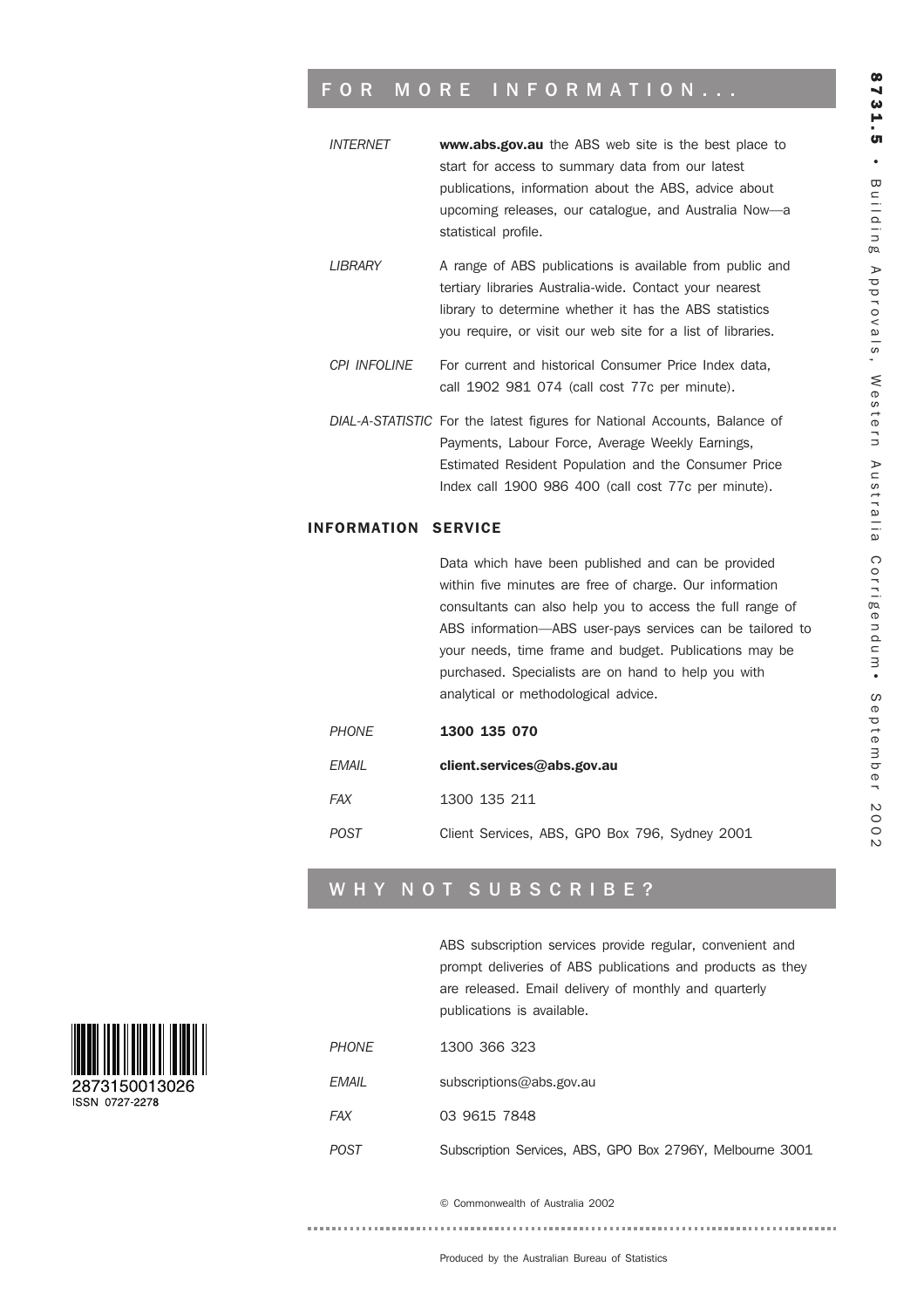## FOR MORE INFORMATION...

| | |
|---|---|
| *INTERNET* | **www.abs.gov.au** the ABS web site is the best place to start for access to summary data from our latest publications, information about the ABS, advice about upcoming releases, our catalogue, and Australia Now—a statistical profile. |
| *LIBRARY* | A range of ABS publications is available from public and tertiary libraries Australia-wide. Contact your nearest library to determine whether it has the ABS statistics you require, or visit our web site for a list of libraries. |
| *CPI INFOLINE* | For current and historical Consumer Price Index data, call 1902 981 074 (call cost 77c per minute). |
| *DIAL-A-STATISTIC* | For the latest figures for National Accounts, Balance of Payments, Labour Force, Average Weekly Earnings, Estimated Resident Population and the Consumer Price Index call 1900 986 400 (call cost 77c per minute). |

### INFORMATION SERVICE

Data which have been published and can be provided within five minutes are free of charge. Our information consultants can also help you to access the full range of ABS information—ABS user-pays services can be tailored to your needs, time frame and budget. Publications may be purchased. Specialists are on hand to help you with analytical or methodological advice.

| | |
|---|---|
| *PHONE* | **1300 135 070** |
| *EMAIL* | **client.services@abs.gov.au** |
| *FAX* | 1300 135 211 |
| *POST* | Client Services, ABS, GPO Box 796, Sydney 2001 |

## WHY NOT SUBSCRIBE?

ABS subscription services provide regular, convenient and prompt deliveries of ABS publications and products as they are released. Email delivery of monthly and quarterly publications is available.

| | |
|---|---|
| *PHONE* | 1300 366 323 |
| *EMAIL* | subscriptions@abs.gov.au |
| *FAX* | 03 9615 7848 |
| *POST* | Subscription Services, ABS, GPO Box 2796Y, Melbourne 3001 |

2873150013026

ISSN 0727-2278

© Commonwealth of Australia 2002

Produced by the Australian Bureau of Statistics